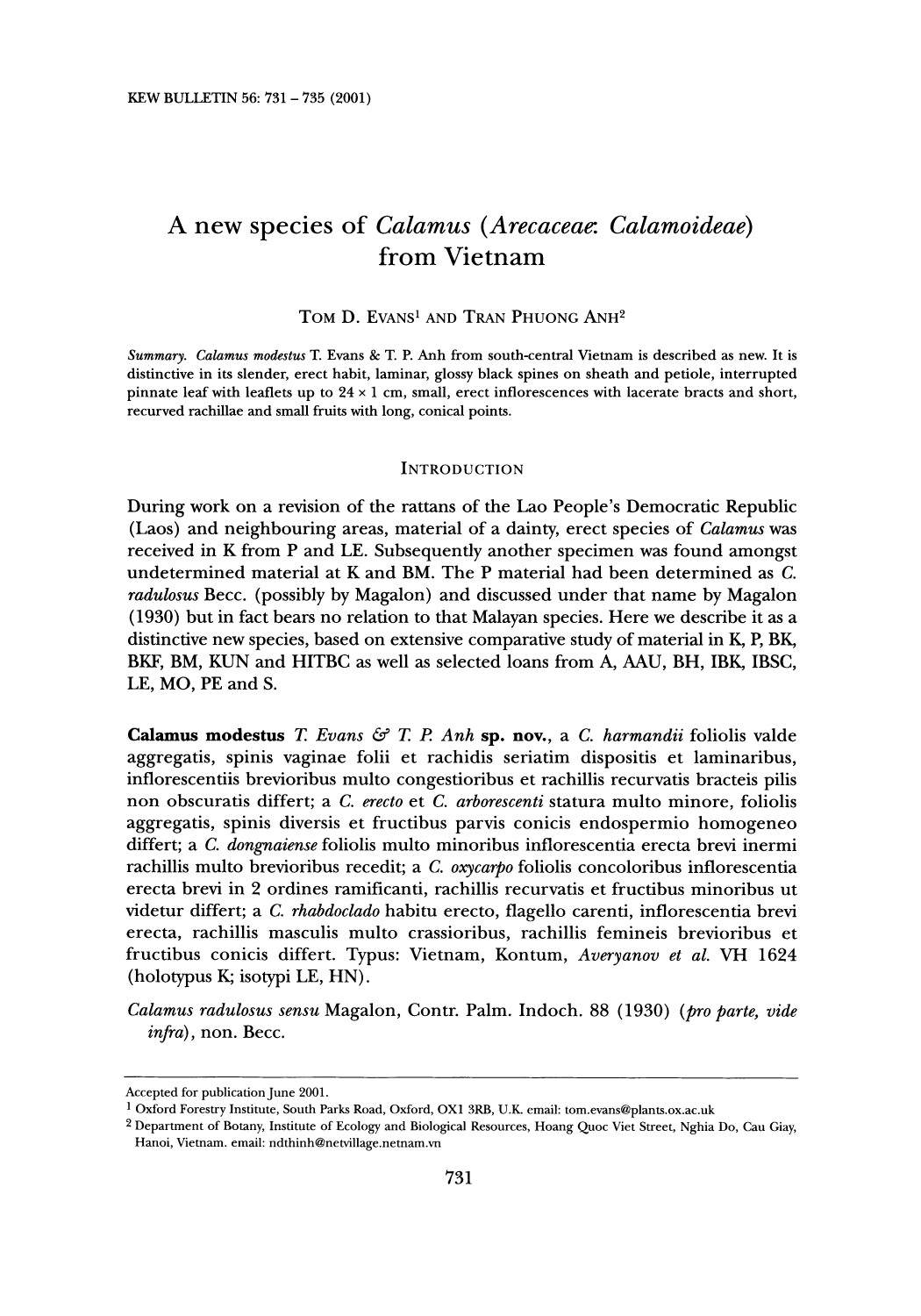# A new species of *Calamus* (*Arecaceae*: *Calamoideae*) from Vietnam

Tom D. Evans[1] and Tran Phuong Anh[2]

*Summary*. *Calamus modestus* T. Evans & T. P. Anh from south-central Vietnam is described as new. It is distinctive in its slender, erect habit, laminar, glossy black spines on sheath and petiole, interrupted pinnate leaf with leaflets up to 24 × 1 cm, small, erect inflorescences with lacerate bracts and short, recurved rachillae and small fruits with long, conical points.

## Introduction

During work on a revision of the rattans of the Lao People's Democratic Republic (Laos) and neighbouring areas, material of a dainty, erect species of *Calamus* was received in K from P and LE. Subsequently another specimen was found amongst undetermined material at K and BM. The P material had been determined as *C. radulosus* Becc. (possibly by Magalon) and discussed under that name by Magalon (1930) but in fact bears no relation to that Malayan species. Here we describe it as a distinctive new species, based on extensive comparative study of material in K, P, BK, BKF, BM, KUN and HITBC as well as selected loans from A, AAU, BH, IBK, IBSC, LE, MO, PE and S.

**Calamus modestus** *T. Evans & T. P. Anh* **sp. nov.**, a *C. harmandii* foliolis valde aggregatis, spinis vaginae folii et rachidis seriatim dispositis et laminaribus, inflorescentiis brevioribus multo congestioribus et rachillis recurvatis bracteis pilis non obscuratis differt; a *C. erecto* et *C. arborescenti* statura multo minore, foliolis aggregatis, spinis diversis et fructibus parvis conicis endospermio homogeneo differt; a *C. dongnaiense* foliolis multo minoribus inflorescentia erecta brevi inermi rachillis multo brevioribus recedit; a *C. oxycarpo* foliolis concoloribus inflorescentia erecta brevi in 2 ordines ramificanti, rachillis recurvatis et fructibus minoribus ut videtur differt; a *C. rhabdoclado* habitu erecto, flagello carenti, inflorescentia brevi erecta, rachillis masculis multo crassioribus, rachillis femineis brevioribus et fructibus conicis differt. Typus: Vietnam, Kontum, *Averyanov et al.* VH 1624 (holotypus K; isotypi LE, HN).

*Calamus radulosus sensu* Magalon, Contr. Palm. Indoch. 88 (1930) (*pro parte, vide infra*), non. Becc.

---

Accepted for publication June 2001.

[1] Oxford Forestry Institute, South Parks Road, Oxford, OX1 3RB, U.K. email: tom.evans@plants.ox.ac.uk

[2] Department of Botany, Institute of Ecology and Biological Resources, Hoang Quoc Viet Street, Nghia Do, Cau Giay, Hanoi, Vietnam. email: ndthinh@netvillage.netnam.vn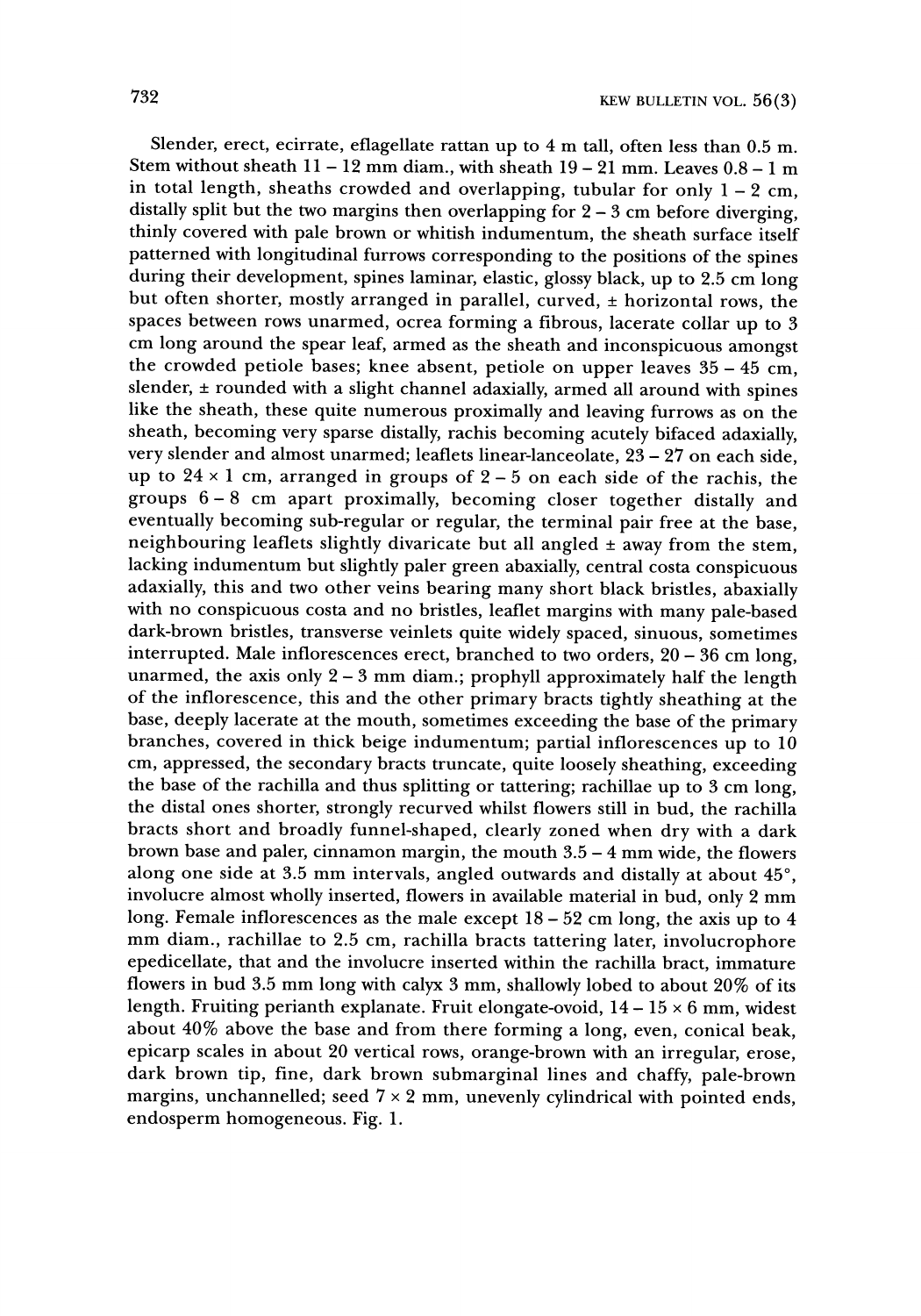Slender, erect, ecirrate, eflagellate rattan up to 4 m tall, often less than 0.5 m. Stem without sheath 11 – 12 mm diam., with sheath 19 – 21 mm. Leaves 0.8 – 1 m in total length, sheaths crowded and overlapping, tubular for only 1 – 2 cm, distally split but the two margins then overlapping for 2 – 3 cm before diverging, thinly covered with pale brown or whitish indumentum, the sheath surface itself patterned with longitudinal furrows corresponding to the positions of the spines during their development, spines laminar, elastic, glossy black, up to 2.5 cm long but often shorter, mostly arranged in parallel, curved, ± horizontal rows, the spaces between rows unarmed, ocrea forming a fibrous, lacerate collar up to 3 cm long around the spear leaf, armed as the sheath and inconspicuous amongst the crowded petiole bases; knee absent, petiole on upper leaves 35 – 45 cm, slender, ± rounded with a slight channel adaxially, armed all around with spines like the sheath, these quite numerous proximally and leaving furrows as on the sheath, becoming very sparse distally, rachis becoming acutely bifaced adaxially, very slender and almost unarmed; leaflets linear-lanceolate, 23 – 27 on each side, up to 24 × 1 cm, arranged in groups of 2 – 5 on each side of the rachis, the groups 6 – 8 cm apart proximally, becoming closer together distally and eventually becoming sub-regular or regular, the terminal pair free at the base, neighbouring leaflets slightly divaricate but all angled ± away from the stem, lacking indumentum but slightly paler green abaxially, central costa conspicuous adaxially, this and two other veins bearing many short black bristles, abaxially with no conspicuous costa and no bristles, leaflet margins with many pale-based dark-brown bristles, transverse veinlets quite widely spaced, sinuous, sometimes interrupted. Male inflorescences erect, branched to two orders, 20 – 36 cm long, unarmed, the axis only 2 – 3 mm diam.; prophyll approximately half the length of the inflorescence, this and the other primary bracts tightly sheathing at the base, deeply lacerate at the mouth, sometimes exceeding the base of the primary branches, covered in thick beige indumentum; partial inflorescences up to 10 cm, appressed, the secondary bracts truncate, quite loosely sheathing, exceeding the base of the rachilla and thus splitting or tattering; rachillae up to 3 cm long, the distal ones shorter, strongly recurved whilst flowers still in bud, the rachilla bracts short and broadly funnel-shaped, clearly zoned when dry with a dark brown base and paler, cinnamon margin, the mouth 3.5 – 4 mm wide, the flowers along one side at 3.5 mm intervals, angled outwards and distally at about 45°, involucre almost wholly inserted, flowers in available material in bud, only 2 mm long. Female inflorescences as the male except 18 – 52 cm long, the axis up to 4 mm diam., rachillae to 2.5 cm, rachilla bracts tattering later, involucrophore epedicellate, that and the involucre inserted within the rachilla bract, immature flowers in bud 3.5 mm long with calyx 3 mm, shallowly lobed to about 20% of its length. Fruiting perianth explanate. Fruit elongate-ovoid, 14 – 15 × 6 mm, widest about 40% above the base and from there forming a long, even, conical beak, epicarp scales in about 20 vertical rows, orange-brown with an irregular, erose, dark brown tip, fine, dark brown submarginal lines and chaffy, pale-brown margins, unchannelled; seed 7 × 2 mm, unevenly cylindrical with pointed ends, endosperm homogeneous. Fig. 1.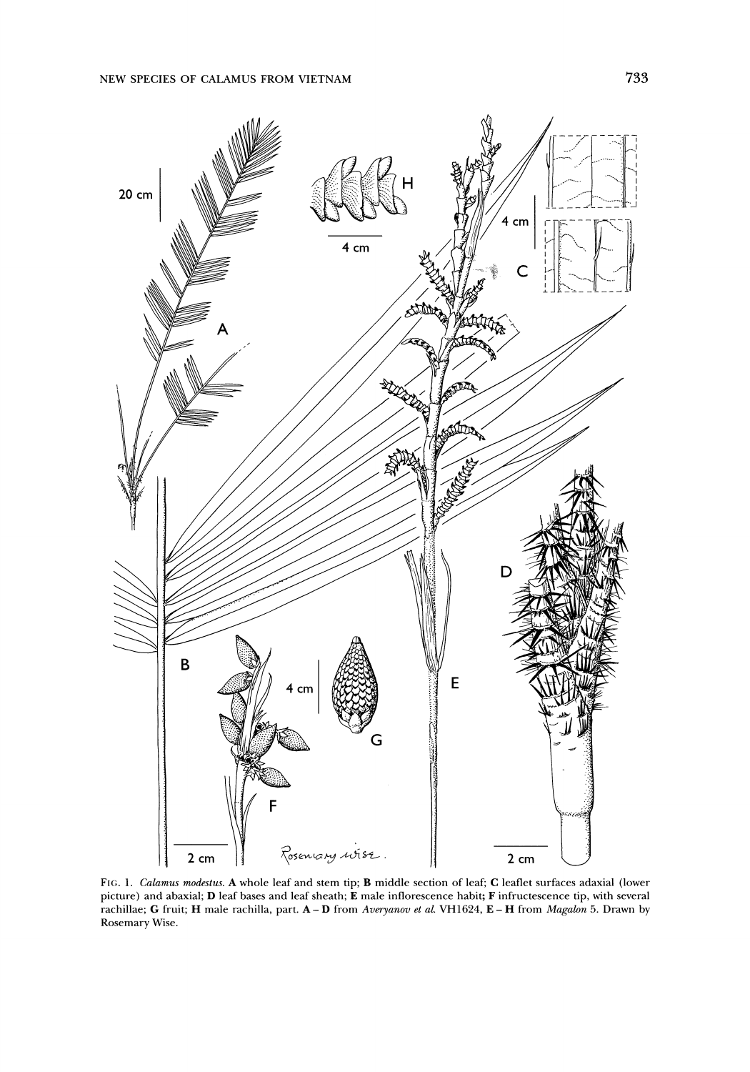FIG. 1. *Calamus modestus.* **A** whole leaf and stem tip; **B** middle section of leaf; **C** leaflet surfaces adaxial (lower picture) and abaxial; **D** leaf bases and leaf sheath; **E** male inflorescence habit; **F** infructescence tip, with several rachillae; **G** fruit; **H** male rachilla, part. **A – D** from *Averyanov et al.* VH1624, **E – H** from *Magalon* 5. Drawn by Rosemary Wise.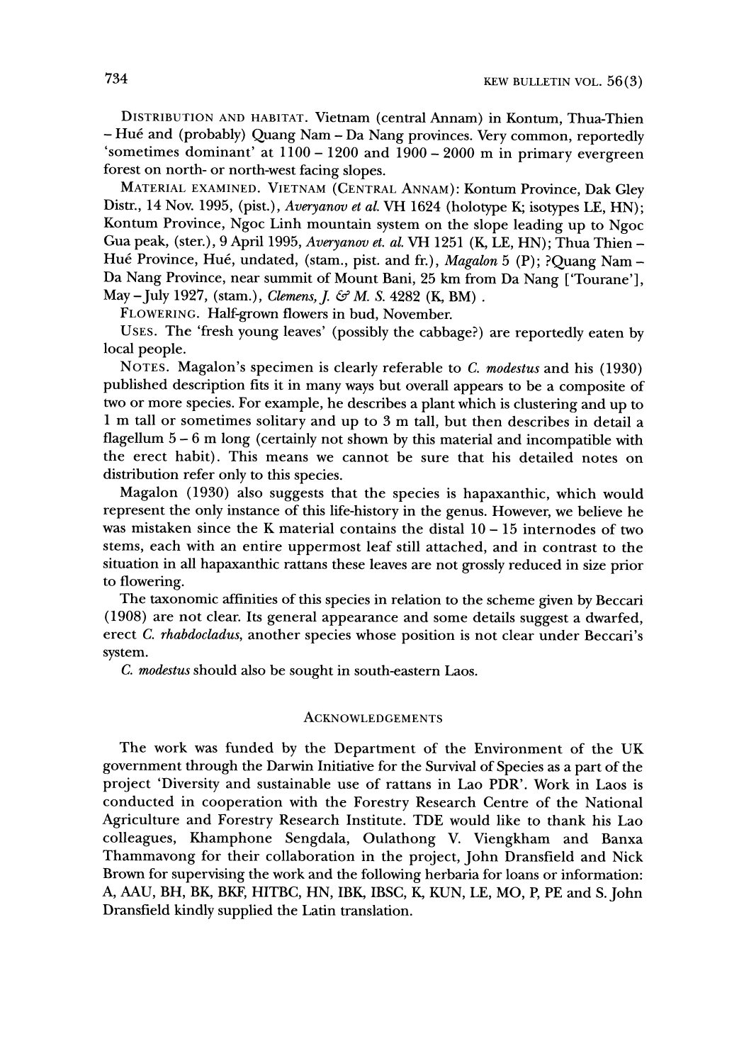DISTRIBUTION AND HABITAT. Vietnam (central Annam) in Kontum, Thua-Thien – Hué and (probably) Quang Nam – Da Nang provinces. Very common, reportedly 'sometimes dominant' at 1100 – 1200 and 1900 – 2000 m in primary evergreen forest on north- or north-west facing slopes.

MATERIAL EXAMINED. VIETNAM (CENTRAL ANNAM): Kontum Province, Dak Gley Distr., 14 Nov. 1995, (pist.), *Averyanov et al.* VH 1624 (holotype K; isotypes LE, HN); Kontum Province, Ngoc Linh mountain system on the slope leading up to Ngoc Gua peak, (ster.), 9 April 1995, *Averyanov et. al.* VH 1251 (K, LE, HN); Thua Thien – Hué Province, Hué, undated, (stam., pist. and fr.), *Magalon* 5 (P); ?Quang Nam – Da Nang Province, near summit of Mount Bani, 25 km from Da Nang ['Tourane'], May – July 1927, (stam.), *Clemens, J. & M. S.* 4282 (K, BM) .

FLOWERING. Half-grown flowers in bud, November.

USES. The 'fresh young leaves' (possibly the cabbage?) are reportedly eaten by local people.

NOTES. Magalon's specimen is clearly referable to *C. modestus* and his (1930) published description fits it in many ways but overall appears to be a composite of two or more species. For example, he describes a plant which is clustering and up to 1 m tall or sometimes solitary and up to 3 m tall, but then describes in detail a flagellum 5 – 6 m long (certainly not shown by this material and incompatible with the erect habit). This means we cannot be sure that his detailed notes on distribution refer only to this species.

Magalon (1930) also suggests that the species is hapaxanthic, which would represent the only instance of this life-history in the genus. However, we believe he was mistaken since the K material contains the distal 10 – 15 internodes of two stems, each with an entire uppermost leaf still attached, and in contrast to the situation in all hapaxanthic rattans these leaves are not grossly reduced in size prior to flowering.

The taxonomic affinities of this species in relation to the scheme given by Beccari (1908) are not clear. Its general appearance and some details suggest a dwarfed, erect *C. rhabdocladus*, another species whose position is not clear under Beccari's system.

*C. modestus* should also be sought in south-eastern Laos.

## ACKNOWLEDGEMENTS

The work was funded by the Department of the Environment of the UK government through the Darwin Initiative for the Survival of Species as a part of the project 'Diversity and sustainable use of rattans in Lao PDR'. Work in Laos is conducted in cooperation with the Forestry Research Centre of the National Agriculture and Forestry Research Institute. TDE would like to thank his Lao colleagues, Khamphone Sengdala, Oulathong V. Viengkham and Banxa Thammavong for their collaboration in the project, John Dransfield and Nick Brown for supervising the work and the following herbaria for loans or information: A, AAU, BH, BK, BKF, HITBC, HN, IBK, IBSC, K, KUN, LE, MO, P, PE and S. John Dransfield kindly supplied the Latin translation.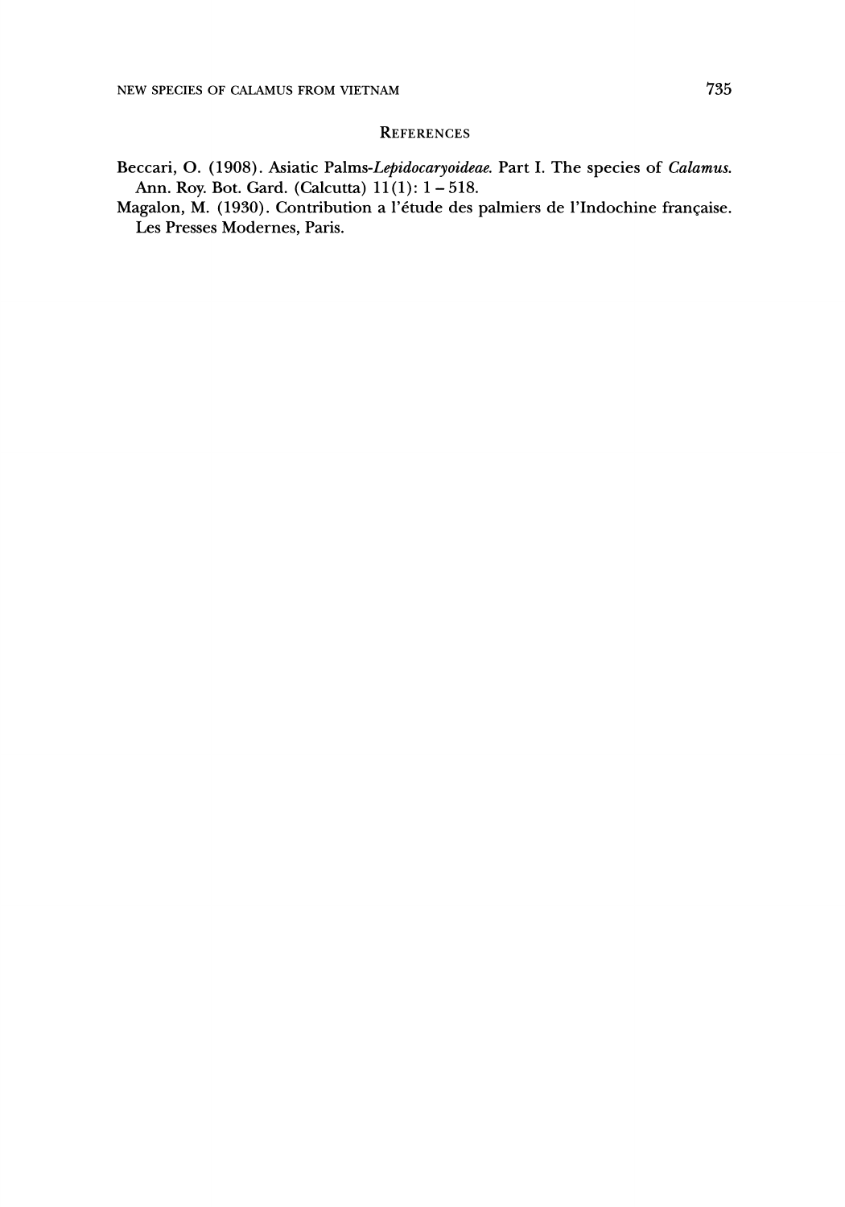## References

Beccari, O. (1908). Asiatic Palms-*Lepidocaryoideae*. Part I. The species of *Calamus*. Ann. Roy. Bot. Gard. (Calcutta) 11(1): 1 – 518.

Magalon, M. (1930). Contribution a l'étude des palmiers de l'Indochine française. Les Presses Modernes, Paris.